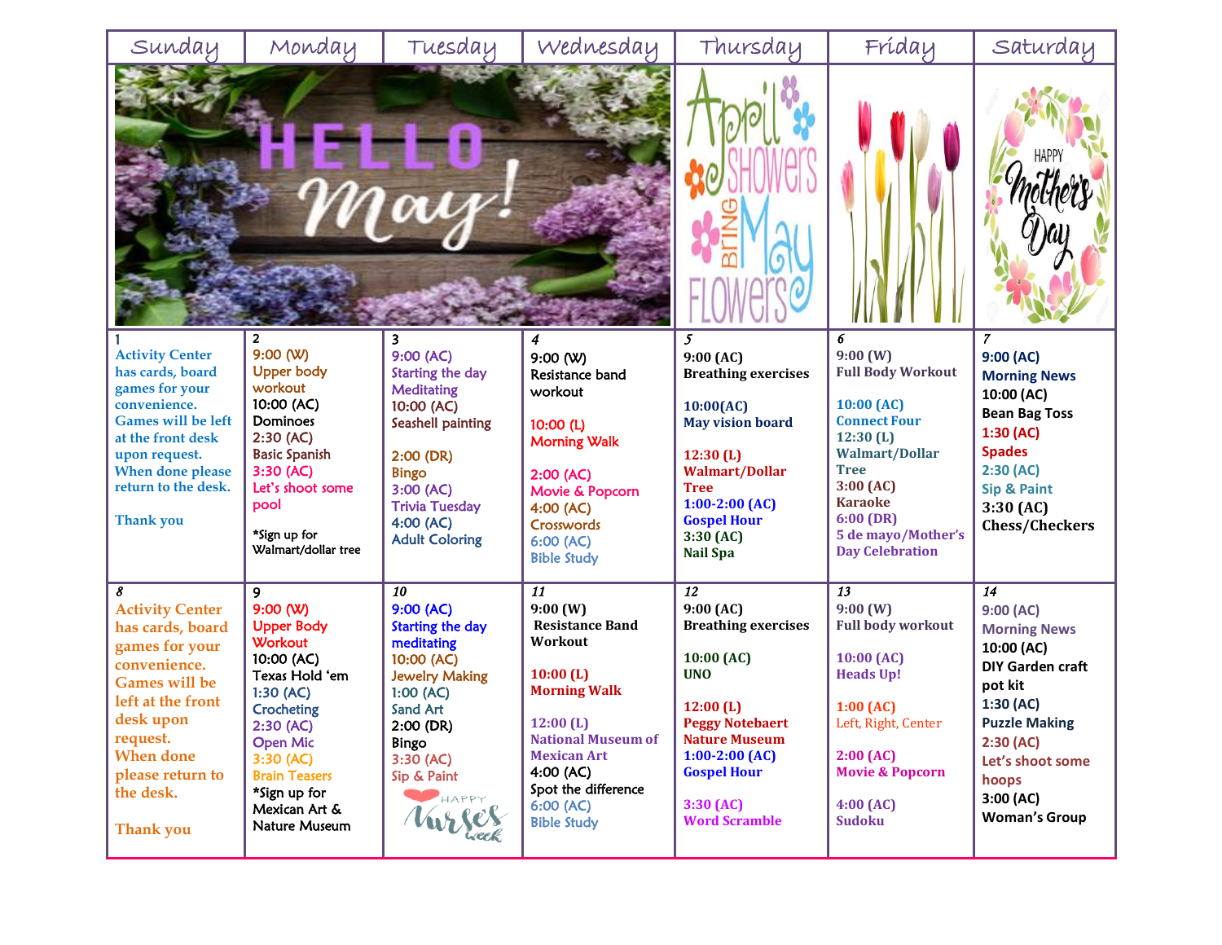| Sunday | Monday | Tuesday | Wednesday | Thursday | Friday | Saturday |
|---|---|---|---|---|---|---|
| HELLO May! | | | | April Showers Bring May Flowers | | HAPPY Mother's Day |
| 1<br>Activity Center has cards, board games for your convenience. Games will be left at the front desk upon request. When done please return to the desk.<br><br>Thank you | 2<br>9:00 (W)<br>Upper body workout<br>10:00 (AC)<br>Dominoes<br>2:30 (AC)<br>Basic Spanish<br>3:30 (AC)<br>Let's shoot some pool<br><br>*Sign up for Walmart/dollar tree | 3<br>9:00 (AC)<br>Starting the day Meditating<br>10:00 (AC)<br>Seashell painting<br><br>2:00 (DR)<br>Bingo<br>3:00 (AC)<br>Trivia Tuesday<br>4:00 (AC)<br>Adult Coloring | 4<br>9:00 (W)<br>Resistance band workout<br><br>10:00 (L)<br>Morning Walk<br><br>2:00 (AC)<br>Movie & Popcorn<br>4:00 (AC)<br>Crosswords<br>6:00 (AC)<br>Bible Study | 5<br>9:00 (AC)<br>Breathing exercises<br><br>10:00(AC)<br>May vision board<br><br>12:30 (L)<br>Walmart/Dollar Tree<br>1:00-2:00 (AC)<br>Gospel Hour<br>3:30 (AC)<br>Nail Spa | 6<br>9:00 (W)<br>Full Body Workout<br><br>10:00 (AC)<br>Connect Four<br>12:30 (L)<br>Walmart/Dollar Tree<br>3:00 (AC)<br>Karaoke<br>6:00 (DR)<br>5 de mayo/Mother's Day Celebration | 7<br>9:00 (AC)<br>Morning News<br>10:00 (AC)<br>Bean Bag Toss<br>1:30 (AC)<br>Spades<br>2:30 (AC)<br>Sip & Paint<br>3:30 (AC)<br>Chess/Checkers |
| 8<br>Activity Center has cards, board games for your convenience. Games will be left at the front desk upon request. When done please return to the desk.<br><br>Thank you | 9<br>9:00 (W)<br>Upper Body Workout<br>10:00 (AC)<br>Texas Hold 'em<br>1:30 (AC)<br>Crocheting<br>2:30 (AC)<br>Open Mic<br>3:30 (AC)<br>Brain Teasers<br>*Sign up for Mexican Art & Nature Museum | 10<br>9:00 (AC)<br>Starting the day meditating<br>10:00 (AC)<br>Jewelry Making<br>1:00 (AC)<br>Sand Art<br>2:00 (DR)<br>Bingo<br>3:30 (AC)<br>Sip & Paint<br>HAPPY Nurses week | 11<br>9:00 (W)<br>Resistance Band Workout<br><br>10:00 (L)<br>Morning Walk<br><br>12:00 (L)<br>National Museum of Mexican Art<br>4:00 (AC)<br>Spot the difference<br>6:00 (AC)<br>Bible Study | 12<br>9:00 (AC)<br>Breathing exercises<br><br>10:00 (AC)<br>UNO<br><br>12:00 (L)<br>Peggy Notebaert Nature Museum<br>1:00-2:00 (AC)<br>Gospel Hour<br><br>3:30 (AC)<br>Word Scramble | 13<br>9:00 (W)<br>Full body workout<br><br>10:00 (AC)<br>Heads Up!<br><br>1:00 (AC)<br>Left, Right, Center<br><br>2:00 (AC)<br>Movie & Popcorn<br><br>4:00 (AC)<br>Sudoku | 14<br>9:00 (AC)<br>Morning News<br>10:00 (AC)<br>DIY Garden craft pot kit<br>1:30 (AC)<br>Puzzle Making<br>2:30 (AC)<br>Let's shoot some hoops<br>3:00 (AC)<br>Woman's Group |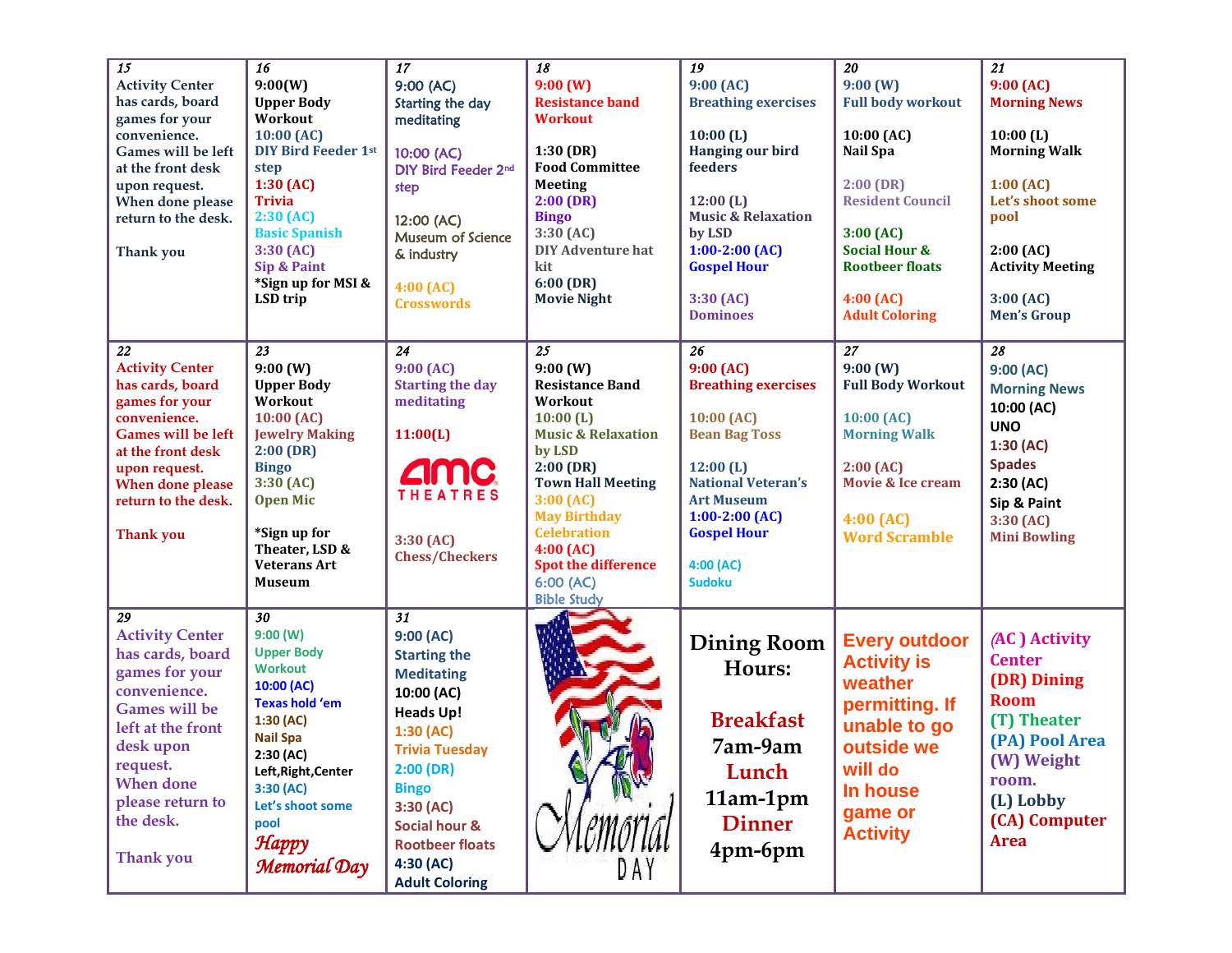| | | | | | | |
|---|---|---|---|---|---|---|
| 15<br>Activity Center has cards, board games for your convenience. Games will be left at the front desk upon request. When done please return to the desk.<br><br>Thank you | 16<br>9:00(W)<br>Upper Body Workout<br>10:00 (AC)<br>DIY Bird Feeder 1st step<br>1:30 (AC)<br>Trivia<br>2:30 (AC)<br>Basic Spanish<br>3:30 (AC)<br>Sip & Paint<br>*Sign up for MSI & LSD trip | 17<br>9:00 (AC)<br>Starting the day meditating<br><br>10:00 (AC)<br>DIY Bird Feeder 2nd step<br><br>12:00 (AC)<br>Museum of Science & industry<br><br>4:00 (AC)<br>Crosswords | 18<br>9:00 (W)<br>Resistance band Workout<br><br>1:30 (DR)<br>Food Committee Meeting<br>2:00 (DR)<br>Bingo<br>3:30 (AC)<br>DIY Adventure hat kit<br>6:00 (DR)<br>Movie Night | 19<br>9:00 (AC)<br>Breathing exercises<br><br>10:00 (L)<br>Hanging our bird feeders<br><br>12:00 (L)<br>Music & Relaxation by LSD<br>1:00-2:00 (AC)<br>Gospel Hour<br><br>3:30 (AC)<br>Dominoes | 20<br>9:00 (W)<br>Full body workout<br><br>10:00 (AC)<br>Nail Spa<br><br>2:00 (DR)<br>Resident Council<br><br>3:00 (AC)<br>Social Hour & Rootbeer floats<br><br>4:00 (AC)<br>Adult Coloring | 21<br>9:00 (AC)<br>Morning News<br><br>10:00 (L)<br>Morning Walk<br><br>1:00 (AC)<br>Let's shoot some pool<br><br>2:00 (AC)<br>Activity Meeting<br><br>3:00 (AC)<br>Men's Group |
| 22<br>Activity Center has cards, board games for your convenience. Games will be left at the front desk upon request. When done please return to the desk.<br><br>Thank you | 23<br>9:00 (W)<br>Upper Body Workout<br>10:00 (AC)<br>Jewelry Making<br>2:00 (DR)<br>Bingo<br>3:30 (AC)<br>Open Mic<br><br>*Sign up for Theater, LSD & Veterans Art Museum | 24<br>9:00 (AC)<br>Starting the day meditating<br><br>11:00(L)<br>AMC THEATRES<br><br>3:30 (AC)<br>Chess/Checkers | 25<br>9:00 (W)<br>Resistance Band Workout<br>10:00 (L)<br>Music & Relaxation by LSD<br>2:00 (DR)<br>Town Hall Meeting<br>3:00 (AC)<br>May Birthday Celebration<br>4:00 (AC)<br>Spot the difference<br>6:00 (AC)<br>Bible Study | 26<br>9:00 (AC)<br>Breathing exercises<br><br>10:00 (AC)<br>Bean Bag Toss<br><br>12:00 (L)<br>National Veteran's Art Museum<br>1:00-2:00 (AC)<br>Gospel Hour<br><br>4:00 (AC)<br>Sudoku | 27<br>9:00 (W)<br>Full Body Workout<br><br>10:00 (AC)<br>Morning Walk<br><br>2:00 (AC)<br>Movie & Ice cream<br><br>4:00 (AC)<br>Word Scramble | 28<br>9:00 (AC)<br>Morning News<br>10:00 (AC)<br>UNO<br>1:30 (AC)<br>Spades<br>2:30 (AC)<br>Sip & Paint<br>3:30 (AC)<br>Mini Bowling |
| 29<br>Activity Center has cards, board games for your convenience. Games will be left at the front desk upon request. When done please return to the desk.<br><br>Thank you | 30<br>9:00 (W)<br>Upper Body Workout<br>10:00 (AC)<br>Texas hold 'em<br>1:30 (AC)<br>Nail Spa<br>2:30 (AC)<br>Left,Right,Center<br>3:30 (AC)<br>Let's shoot some pool<br>*Happy Memorial Day* | 31<br>9:00 (AC)<br>Starting the Meditating<br>10:00 (AC)<br>Heads Up!<br>1:30 (AC)<br>Trivia Tuesday<br>2:00 (DR)<br>Bingo<br>3:30 (AC)<br>Social hour & Rootbeer floats<br>4:30 (AC)<br>Adult Coloring | Memorial DAY | Dining Room Hours:<br><br>Breakfast<br>7am-9am<br>Lunch<br>11am-1pm<br>Dinner<br>4pm-6pm | Every outdoor Activity is weather permitting. If unable to go outside we will do In house game or Activity | (AC) Activity Center<br>(DR) Dining Room<br>(T) Theater<br>(PA) Pool Area<br>(W) Weight room.<br>(L) Lobby<br>(CA) Computer Area |